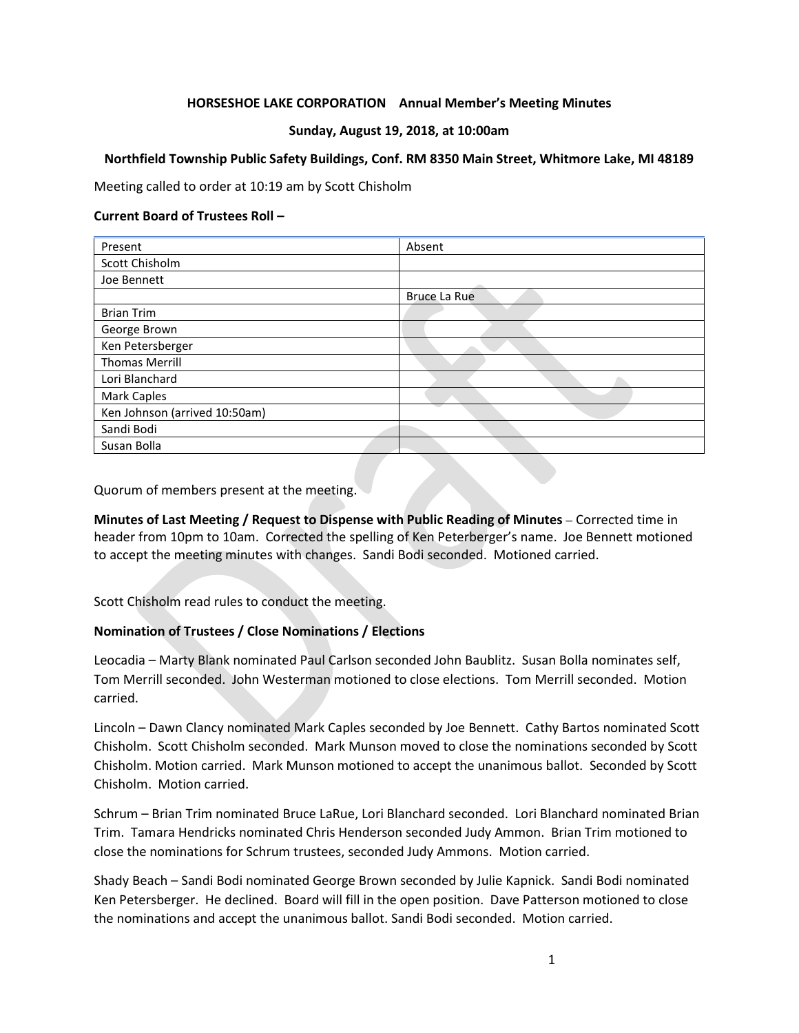**HORSESHOE LAKE CORPORATION Annual Member's Meeting Minutes**

**Sunday, August 19, 2018, at 10:00am**

**Northfield Township Public Safety Buildings, Conf. RM 8350 Main Street, Whitmore Lake, MI 48189**

Meeting called to order at 10:19 am by Scott Chisholm

**Current Board of Trustees Roll –**

| Present | Absent |
|---|---|
| Scott Chisholm | |
| Joe Bennett | |
| | Bruce La Rue |
| Brian Trim | |
| George Brown | |
| Ken Petersberger | |
| Thomas Merrill | |
| Lori Blanchard | |
| Mark Caples | |
| Ken Johnson (arrived 10:50am) | |
| Sandi Bodi | |
| Susan Bolla | |

Quorum of members present at the meeting.

**Minutes of Last Meeting / Request to Dispense with Public Reading of Minutes** – Corrected time in header from 10pm to 10am. Corrected the spelling of Ken Peterberger's name. Joe Bennett motioned to accept the meeting minutes with changes. Sandi Bodi seconded. Motioned carried.

Scott Chisholm read rules to conduct the meeting.

**Nomination of Trustees / Close Nominations / Elections**

Leocadia – Marty Blank nominated Paul Carlson seconded John Baublitz. Susan Bolla nominates self, Tom Merrill seconded. John Westerman motioned to close elections. Tom Merrill seconded. Motion carried.

Lincoln – Dawn Clancy nominated Mark Caples seconded by Joe Bennett. Cathy Bartos nominated Scott Chisholm. Scott Chisholm seconded. Mark Munson moved to close the nominations seconded by Scott Chisholm. Motion carried. Mark Munson motioned to accept the unanimous ballot. Seconded by Scott Chisholm. Motion carried.

Schrum – Brian Trim nominated Bruce LaRue, Lori Blanchard seconded. Lori Blanchard nominated Brian Trim. Tamara Hendricks nominated Chris Henderson seconded Judy Ammon. Brian Trim motioned to close the nominations for Schrum trustees, seconded Judy Ammons. Motion carried.

Shady Beach – Sandi Bodi nominated George Brown seconded by Julie Kapnick. Sandi Bodi nominated Ken Petersberger. He declined. Board will fill in the open position. Dave Patterson motioned to close the nominations and accept the unanimous ballot. Sandi Bodi seconded. Motion carried.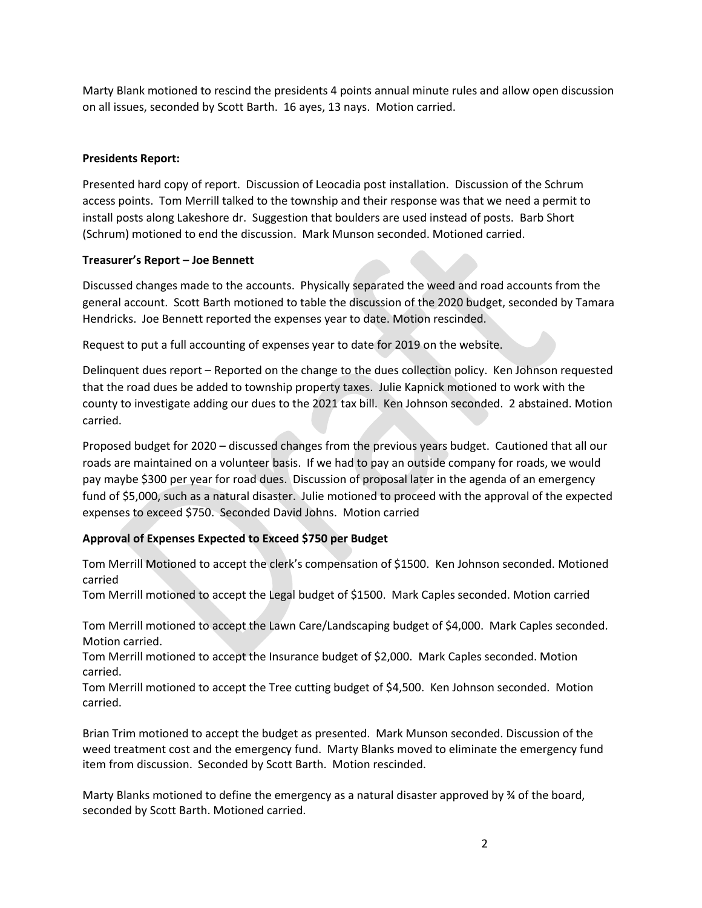Marty Blank motioned to rescind the presidents 4 points annual minute rules and allow open discussion on all issues, seconded by Scott Barth. 16 ayes, 13 nays. Motion carried.

**Presidents Report:**

Presented hard copy of report. Discussion of Leocadia post installation. Discussion of the Schrum access points. Tom Merrill talked to the township and their response was that we need a permit to install posts along Lakeshore dr. Suggestion that boulders are used instead of posts. Barb Short (Schrum) motioned to end the discussion. Mark Munson seconded. Motioned carried.

**Treasurer's Report – Joe Bennett**

Discussed changes made to the accounts. Physically separated the weed and road accounts from the general account. Scott Barth motioned to table the discussion of the 2020 budget, seconded by Tamara Hendricks. Joe Bennett reported the expenses year to date. Motion rescinded.

Request to put a full accounting of expenses year to date for 2019 on the website.

Delinquent dues report – Reported on the change to the dues collection policy. Ken Johnson requested that the road dues be added to township property taxes. Julie Kapnick motioned to work with the county to investigate adding our dues to the 2021 tax bill. Ken Johnson seconded. 2 abstained. Motion carried.

Proposed budget for 2020 – discussed changes from the previous years budget. Cautioned that all our roads are maintained on a volunteer basis. If we had to pay an outside company for roads, we would pay maybe $300 per year for road dues. Discussion of proposal later in the agenda of an emergency fund of $5,000, such as a natural disaster. Julie motioned to proceed with the approval of the expected expenses to exceed $750. Seconded David Johns. Motion carried

**Approval of Expenses Expected to Exceed $750 per Budget**

Tom Merrill Motioned to accept the clerk's compensation of $1500. Ken Johnson seconded. Motioned carried
Tom Merrill motioned to accept the Legal budget of $1500. Mark Caples seconded. Motion carried

Tom Merrill motioned to accept the Lawn Care/Landscaping budget of $4,000. Mark Caples seconded. Motion carried.
Tom Merrill motioned to accept the Insurance budget of $2,000. Mark Caples seconded. Motion carried.
Tom Merrill motioned to accept the Tree cutting budget of $4,500. Ken Johnson seconded. Motion carried.

Brian Trim motioned to accept the budget as presented. Mark Munson seconded. Discussion of the weed treatment cost and the emergency fund. Marty Blanks moved to eliminate the emergency fund item from discussion. Seconded by Scott Barth. Motion rescinded.

Marty Blanks motioned to define the emergency as a natural disaster approved by ¾ of the board, seconded by Scott Barth. Motioned carried.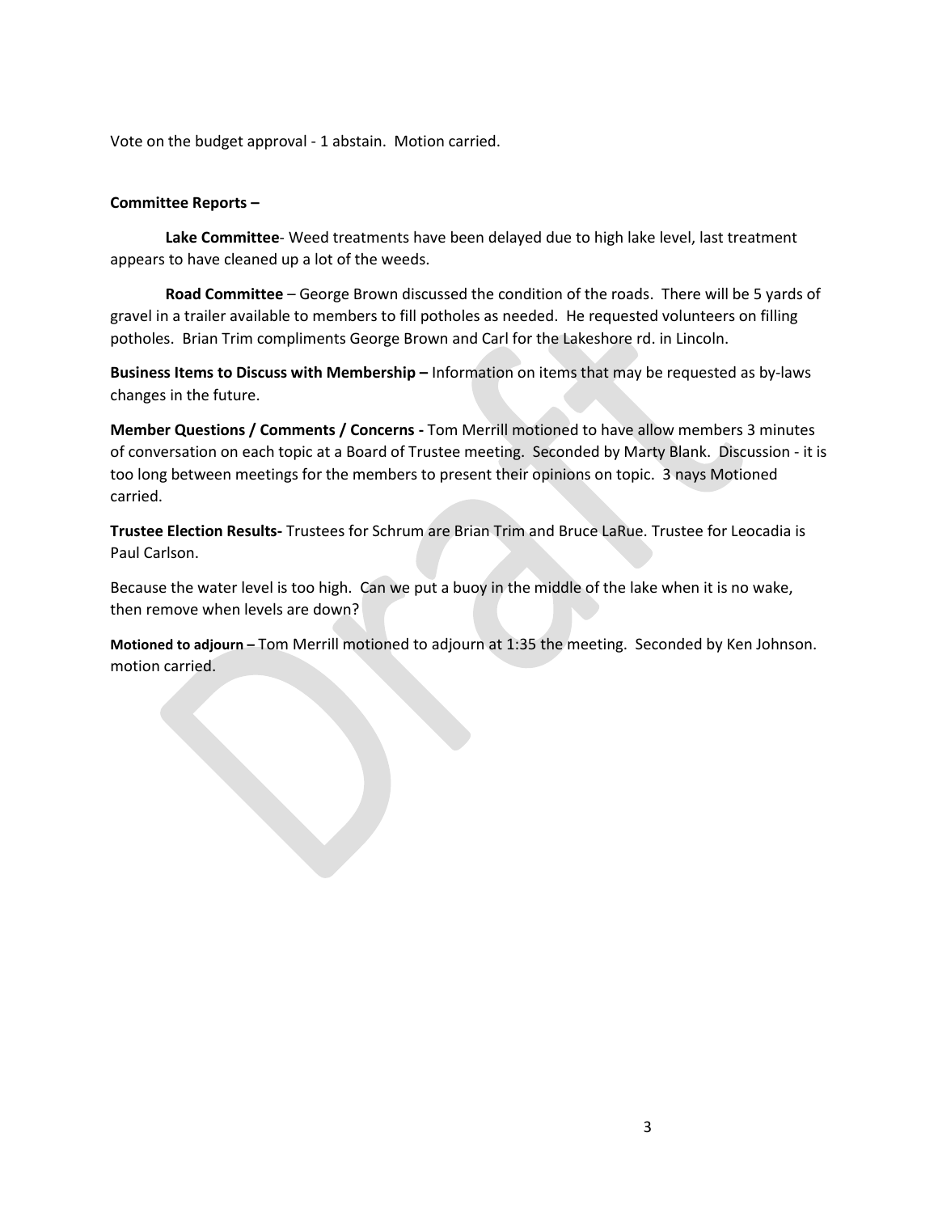Vote on the budget approval - 1 abstain. Motion carried.

**Committee Reports –**

**Lake Committee**- Weed treatments have been delayed due to high lake level, last treatment appears to have cleaned up a lot of the weeds.

**Road Committee** – George Brown discussed the condition of the roads. There will be 5 yards of gravel in a trailer available to members to fill potholes as needed. He requested volunteers on filling potholes. Brian Trim compliments George Brown and Carl for the Lakeshore rd. in Lincoln.

**Business Items to Discuss with Membership –** Information on items that may be requested as by-laws changes in the future.

**Member Questions / Comments / Concerns -** Tom Merrill motioned to have allow members 3 minutes of conversation on each topic at a Board of Trustee meeting. Seconded by Marty Blank. Discussion - it is too long between meetings for the members to present their opinions on topic. 3 nays Motioned carried.

**Trustee Election Results-** Trustees for Schrum are Brian Trim and Bruce LaRue. Trustee for Leocadia is Paul Carlson.

Because the water level is too high. Can we put a buoy in the middle of the lake when it is no wake, then remove when levels are down?

**Motioned to adjourn –** Tom Merrill motioned to adjourn at 1:35 the meeting. Seconded by Ken Johnson. motion carried.